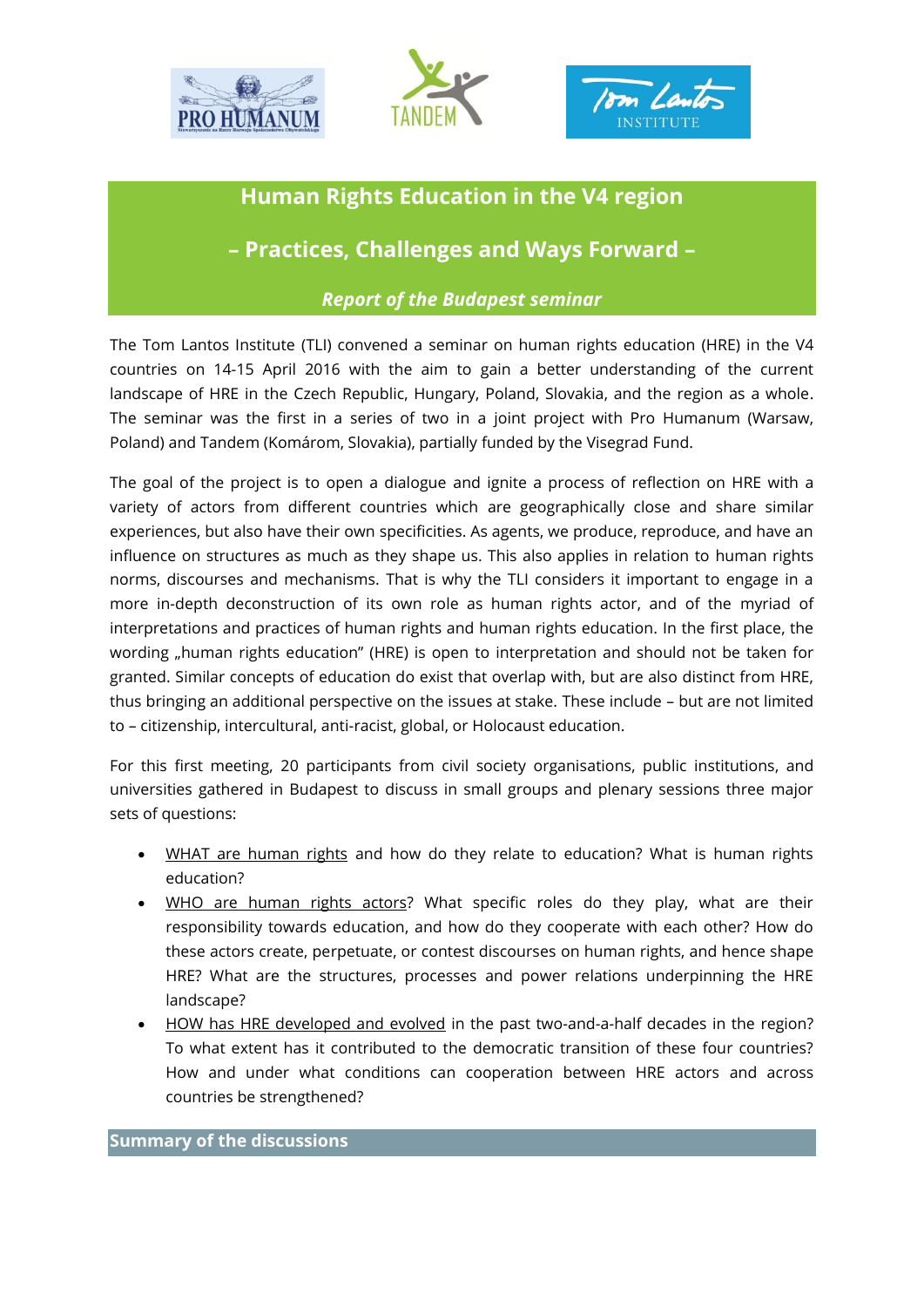# Human Rights Education in the V4 region

## – Practices, Challenges and Ways Forward –

### *Report of the Budapest seminar*

The Tom Lantos Institute (TLI) convened a seminar on human rights education (HRE) in the V4 countries on 14-15 April 2016 with the aim to gain a better understanding of the current landscape of HRE in the Czech Republic, Hungary, Poland, Slovakia, and the region as a whole. The seminar was the first in a series of two in a joint project with Pro Humanum (Warsaw, Poland) and Tandem (Komárom, Slovakia), partially funded by the Visegrad Fund.

The goal of the project is to open a dialogue and ignite a process of reflection on HRE with a variety of actors from different countries which are geographically close and share similar experiences, but also have their own specificities. As agents, we produce, reproduce, and have an influence on structures as much as they shape us. This also applies in relation to human rights norms, discourses and mechanisms. That is why the TLI considers it important to engage in a more in-depth deconstruction of its own role as human rights actor, and of the myriad of interpretations and practices of human rights and human rights education. In the first place, the wording „human rights education" (HRE) is open to interpretation and should not be taken for granted. Similar concepts of education do exist that overlap with, but are also distinct from HRE, thus bringing an additional perspective on the issues at stake. These include – but are not limited to – citizenship, intercultural, anti-racist, global, or Holocaust education.

For this first meeting, 20 participants from civil society organisations, public institutions, and universities gathered in Budapest to discuss in small groups and plenary sessions three major sets of questions:

- WHAT are human rights and how do they relate to education? What is human rights education?
- WHO are human rights actors? What specific roles do they play, what are their responsibility towards education, and how do they cooperate with each other? How do these actors create, perpetuate, or contest discourses on human rights, and hence shape HRE? What are the structures, processes and power relations underpinning the HRE landscape?
- HOW has HRE developed and evolved in the past two-and-a-half decades in the region? To what extent has it contributed to the democratic transition of these four countries? How and under what conditions can cooperation between HRE actors and across countries be strengthened?

## Summary of the discussions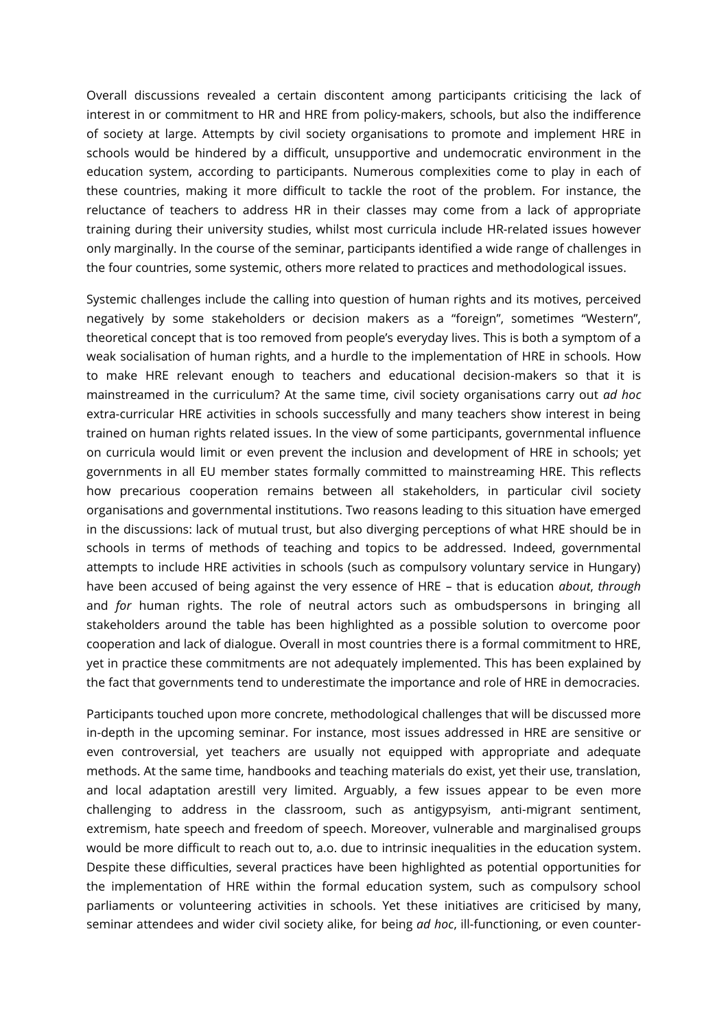Overall discussions revealed a certain discontent among participants criticising the lack of interest in or commitment to HR and HRE from policy-makers, schools, but also the indifference of society at large. Attempts by civil society organisations to promote and implement HRE in schools would be hindered by a difficult, unsupportive and undemocratic environment in the education system, according to participants. Numerous complexities come to play in each of these countries, making it more difficult to tackle the root of the problem. For instance, the reluctance of teachers to address HR in their classes may come from a lack of appropriate training during their university studies, whilst most curricula include HR-related issues however only marginally. In the course of the seminar, participants identified a wide range of challenges in the four countries, some systemic, others more related to practices and methodological issues.

Systemic challenges include the calling into question of human rights and its motives, perceived negatively by some stakeholders or decision makers as a "foreign", sometimes "Western", theoretical concept that is too removed from people's everyday lives. This is both a symptom of a weak socialisation of human rights, and a hurdle to the implementation of HRE in schools. How to make HRE relevant enough to teachers and educational decision-makers so that it is mainstreamed in the curriculum? At the same time, civil society organisations carry out *ad hoc* extra-curricular HRE activities in schools successfully and many teachers show interest in being trained on human rights related issues. In the view of some participants, governmental influence on curricula would limit or even prevent the inclusion and development of HRE in schools; yet governments in all EU member states formally committed to mainstreaming HRE. This reflects how precarious cooperation remains between all stakeholders, in particular civil society organisations and governmental institutions. Two reasons leading to this situation have emerged in the discussions: lack of mutual trust, but also diverging perceptions of what HRE should be in schools in terms of methods of teaching and topics to be addressed. Indeed, governmental attempts to include HRE activities in schools (such as compulsory voluntary service in Hungary) have been accused of being against the very essence of HRE – that is education *about*, *through* and *for* human rights. The role of neutral actors such as ombudspersons in bringing all stakeholders around the table has been highlighted as a possible solution to overcome poor cooperation and lack of dialogue. Overall in most countries there is a formal commitment to HRE, yet in practice these commitments are not adequately implemented. This has been explained by the fact that governments tend to underestimate the importance and role of HRE in democracies.

Participants touched upon more concrete, methodological challenges that will be discussed more in-depth in the upcoming seminar. For instance, most issues addressed in HRE are sensitive or even controversial, yet teachers are usually not equipped with appropriate and adequate methods. At the same time, handbooks and teaching materials do exist, yet their use, translation, and local adaptation arestill very limited. Arguably, a few issues appear to be even more challenging to address in the classroom, such as antigypsyism, anti-migrant sentiment, extremism, hate speech and freedom of speech. Moreover, vulnerable and marginalised groups would be more difficult to reach out to, a.o. due to intrinsic inequalities in the education system. Despite these difficulties, several practices have been highlighted as potential opportunities for the implementation of HRE within the formal education system, such as compulsory school parliaments or volunteering activities in schools. Yet these initiatives are criticised by many, seminar attendees and wider civil society alike, for being *ad hoc*, ill-functioning, or even counter-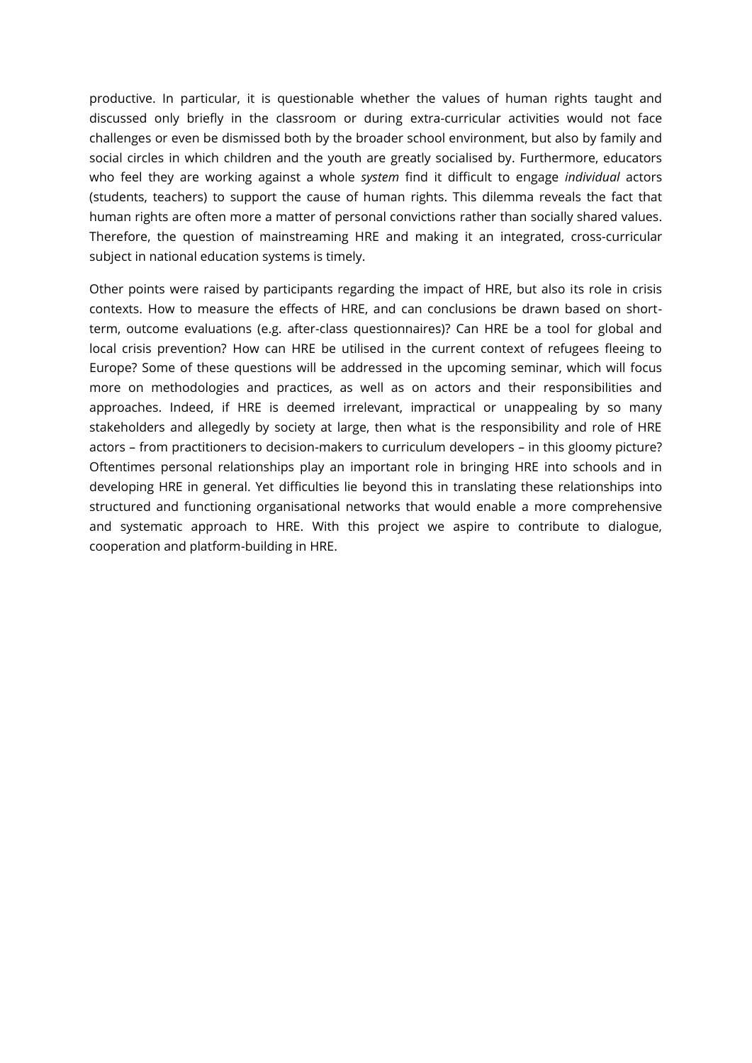productive. In particular, it is questionable whether the values of human rights taught and discussed only briefly in the classroom or during extra-curricular activities would not face challenges or even be dismissed both by the broader school environment, but also by family and social circles in which children and the youth are greatly socialised by. Furthermore, educators who feel they are working against a whole *system* find it difficult to engage *individual* actors (students, teachers) to support the cause of human rights. This dilemma reveals the fact that human rights are often more a matter of personal convictions rather than socially shared values. Therefore, the question of mainstreaming HRE and making it an integrated, cross-curricular subject in national education systems is timely.

Other points were raised by participants regarding the impact of HRE, but also its role in crisis contexts. How to measure the effects of HRE, and can conclusions be drawn based on short-term, outcome evaluations (e.g. after-class questionnaires)? Can HRE be a tool for global and local crisis prevention? How can HRE be utilised in the current context of refugees fleeing to Europe? Some of these questions will be addressed in the upcoming seminar, which will focus more on methodologies and practices, as well as on actors and their responsibilities and approaches. Indeed, if HRE is deemed irrelevant, impractical or unappealing by so many stakeholders and allegedly by society at large, then what is the responsibility and role of HRE actors – from practitioners to decision-makers to curriculum developers – in this gloomy picture? Oftentimes personal relationships play an important role in bringing HRE into schools and in developing HRE in general. Yet difficulties lie beyond this in translating these relationships into structured and functioning organisational networks that would enable a more comprehensive and systematic approach to HRE. With this project we aspire to contribute to dialogue, cooperation and platform-building in HRE.